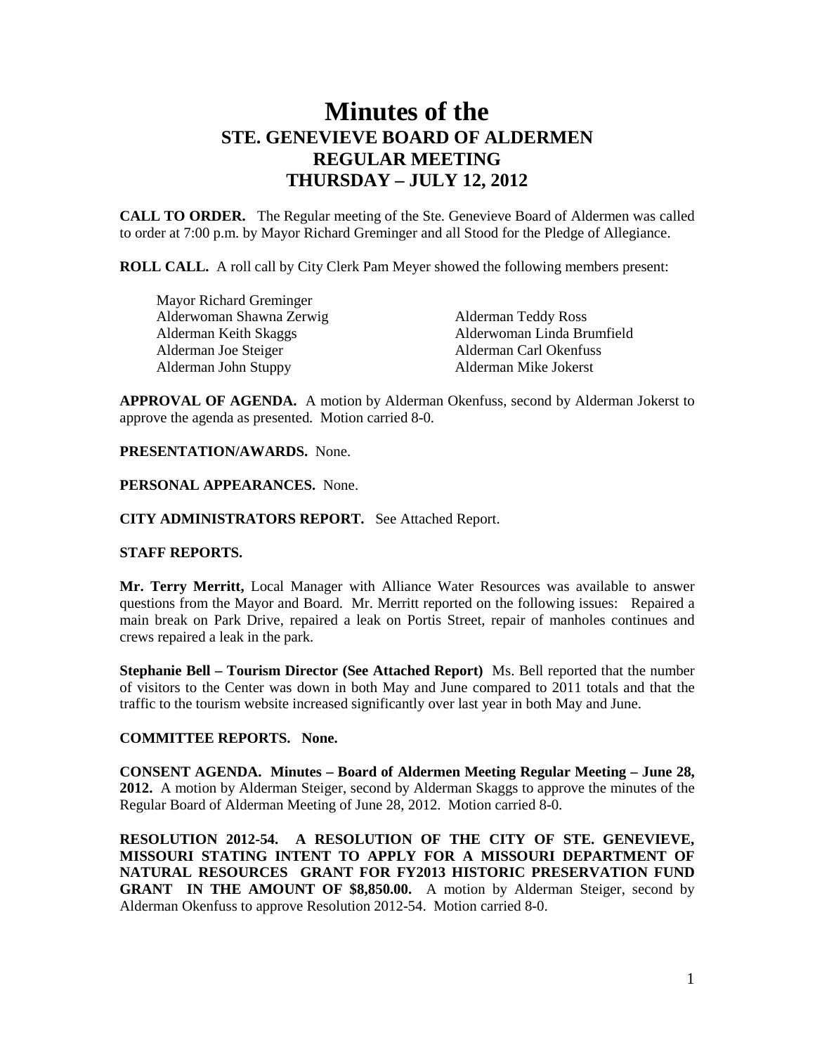# Minutes of the
## STE. GENEVIEVE BOARD OF ALDERMEN
## REGULAR MEETING
## THURSDAY – JULY 12, 2012

**CALL TO ORDER.** The Regular meeting of the Ste. Genevieve Board of Aldermen was called to order at 7:00 p.m. by Mayor Richard Greminger and all Stood for the Pledge of Allegiance.

**ROLL CALL.** A roll call by City Clerk Pam Meyer showed the following members present:

Mayor Richard Greminger
Alderwoman Shawna Zerwig
Alderman Keith Skaggs
Alderman Joe Steiger
Alderman John Stuppy
Alderman Teddy Ross
Alderwoman Linda Brumfield
Alderman Carl Okenfuss
Alderman Mike Jokerst

**APPROVAL OF AGENDA.** A motion by Alderman Okenfuss, second by Alderman Jokerst to approve the agenda as presented. Motion carried 8-0.

**PRESENTATION/AWARDS.** None.

**PERSONAL APPEARANCES.** None.

**CITY ADMINISTRATORS REPORT.** See Attached Report.

**STAFF REPORTS.**

**Mr. Terry Merritt,** Local Manager with Alliance Water Resources was available to answer questions from the Mayor and Board. Mr. Merritt reported on the following issues: Repaired a main break on Park Drive, repaired a leak on Portis Street, repair of manholes continues and crews repaired a leak in the park.

**Stephanie Bell – Tourism Director (See Attached Report)** Ms. Bell reported that the number of visitors to the Center was down in both May and June compared to 2011 totals and that the traffic to the tourism website increased significantly over last year in both May and June.

**COMMITTEE REPORTS. None.**

**CONSENT AGENDA. Minutes – Board of Aldermen Meeting Regular Meeting – June 28, 2012.** A motion by Alderman Steiger, second by Alderman Skaggs to approve the minutes of the Regular Board of Alderman Meeting of June 28, 2012. Motion carried 8-0.

**RESOLUTION 2012-54. A RESOLUTION OF THE CITY OF STE. GENEVIEVE, MISSOURI STATING INTENT TO APPLY FOR A MISSOURI DEPARTMENT OF NATURAL RESOURCES GRANT FOR FY2013 HISTORIC PRESERVATION FUND GRANT IN THE AMOUNT OF $8,850.00.** A motion by Alderman Steiger, second by Alderman Okenfuss to approve Resolution 2012-54. Motion carried 8-0.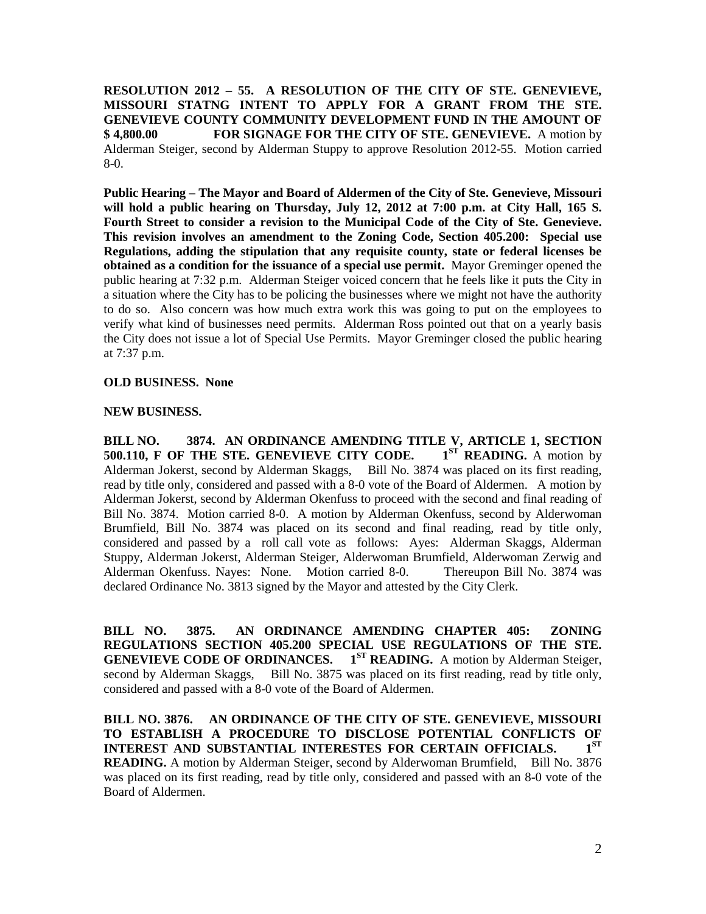**RESOLUTION 2012 – 55. A RESOLUTION OF THE CITY OF STE. GENEVIEVE, MISSOURI STATNG INTENT TO APPLY FOR A GRANT FROM THE STE. GENEVIEVE COUNTY COMMUNITY DEVELOPMENT FUND IN THE AMOUNT OF $ 4,800.00 FOR SIGNAGE FOR THE CITY OF STE. GENEVIEVE.** A motion by Alderman Steiger, second by Alderman Stuppy to approve Resolution 2012-55. Motion carried 8-0.

**Public Hearing – The Mayor and Board of Aldermen of the City of Ste. Genevieve, Missouri will hold a public hearing on Thursday, July 12, 2012 at 7:00 p.m. at City Hall, 165 S. Fourth Street to consider a revision to the Municipal Code of the City of Ste. Genevieve. This revision involves an amendment to the Zoning Code, Section 405.200: Special use Regulations, adding the stipulation that any requisite county, state or federal licenses be obtained as a condition for the issuance of a special use permit.** Mayor Greminger opened the public hearing at 7:32 p.m. Alderman Steiger voiced concern that he feels like it puts the City in a situation where the City has to be policing the businesses where we might not have the authority to do so. Also concern was how much extra work this was going to put on the employees to verify what kind of businesses need permits. Alderman Ross pointed out that on a yearly basis the City does not issue a lot of Special Use Permits. Mayor Greminger closed the public hearing at 7:37 p.m.

**OLD BUSINESS. None**

**NEW BUSINESS.**

**BILL NO. 3874. AN ORDINANCE AMENDING TITLE V, ARTICLE 1, SECTION 500.110, F OF THE STE. GENEVIEVE CITY CODE. 1ST READING.** A motion by Alderman Jokerst, second by Alderman Skaggs, Bill No. 3874 was placed on its first reading, read by title only, considered and passed with a 8-0 vote of the Board of Aldermen. A motion by Alderman Jokerst, second by Alderman Okenfuss to proceed with the second and final reading of Bill No. 3874. Motion carried 8-0. A motion by Alderman Okenfuss, second by Alderwoman Brumfield, Bill No. 3874 was placed on its second and final reading, read by title only, considered and passed by a roll call vote as follows: Ayes: Alderman Skaggs, Alderman Stuppy, Alderman Jokerst, Alderman Steiger, Alderwoman Brumfield, Alderwoman Zerwig and Alderman Okenfuss. Nayes: None. Motion carried 8-0. Thereupon Bill No. 3874 was declared Ordinance No. 3813 signed by the Mayor and attested by the City Clerk.

**BILL NO. 3875. AN ORDINANCE AMENDING CHAPTER 405: ZONING REGULATIONS SECTION 405.200 SPECIAL USE REGULATIONS OF THE STE. GENEVIEVE CODE OF ORDINANCES. 1ST READING.** A motion by Alderman Steiger, second by Alderman Skaggs, Bill No. 3875 was placed on its first reading, read by title only, considered and passed with a 8-0 vote of the Board of Aldermen.

**BILL NO. 3876. AN ORDINANCE OF THE CITY OF STE. GENEVIEVE, MISSOURI TO ESTABLISH A PROCEDURE TO DISCLOSE POTENTIAL CONFLICTS OF INTEREST AND SUBSTANTIAL INTERESTES FOR CERTAIN OFFICIALS. 1ST READING.** A motion by Alderman Steiger, second by Alderwoman Brumfield, Bill No. 3876 was placed on its first reading, read by title only, considered and passed with an 8-0 vote of the Board of Aldermen.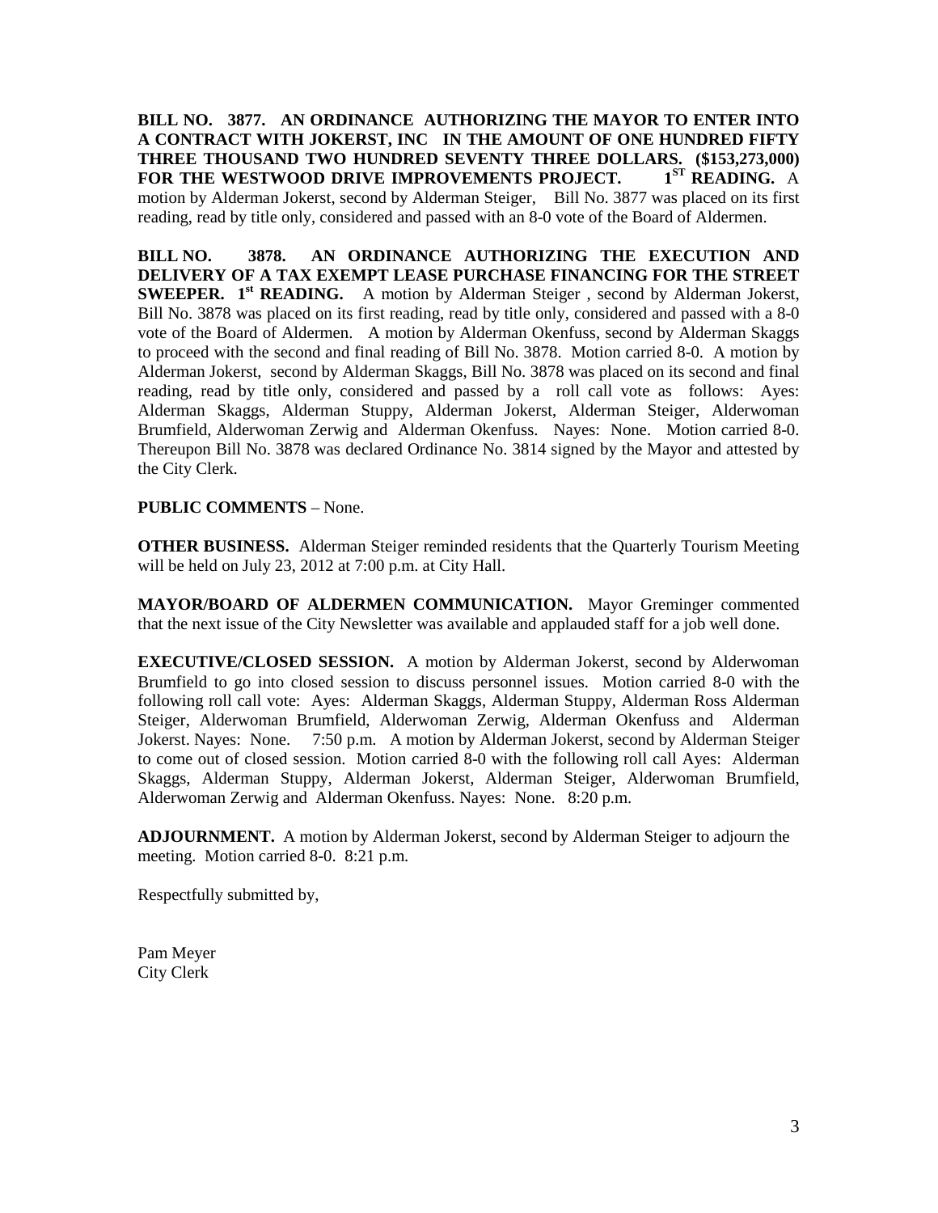**BILL NO. 3877. AN ORDINANCE AUTHORIZING THE MAYOR TO ENTER INTO A CONTRACT WITH JOKERST, INC IN THE AMOUNT OF ONE HUNDRED FIFTY THREE THOUSAND TWO HUNDRED SEVENTY THREE DOLLARS. ($153,273,000) FOR THE WESTWOOD DRIVE IMPROVEMENTS PROJECT. 1ST READING.** A motion by Alderman Jokerst, second by Alderman Steiger, Bill No. 3877 was placed on its first reading, read by title only, considered and passed with an 8-0 vote of the Board of Aldermen.

**BILL NO. 3878. AN ORDINANCE AUTHORIZING THE EXECUTION AND DELIVERY OF A TAX EXEMPT LEASE PURCHASE FINANCING FOR THE STREET SWEEPER. 1st READING.** A motion by Alderman Steiger , second by Alderman Jokerst, Bill No. 3878 was placed on its first reading, read by title only, considered and passed with a 8-0 vote of the Board of Aldermen. A motion by Alderman Okenfuss, second by Alderman Skaggs to proceed with the second and final reading of Bill No. 3878. Motion carried 8-0. A motion by Alderman Jokerst, second by Alderman Skaggs, Bill No. 3878 was placed on its second and final reading, read by title only, considered and passed by a roll call vote as follows: Ayes: Alderman Skaggs, Alderman Stuppy, Alderman Jokerst, Alderman Steiger, Alderwoman Brumfield, Alderwoman Zerwig and Alderman Okenfuss. Nayes: None. Motion carried 8-0. Thereupon Bill No. 3878 was declared Ordinance No. 3814 signed by the Mayor and attested by the City Clerk.

**PUBLIC COMMENTS** – None.

**OTHER BUSINESS.** Alderman Steiger reminded residents that the Quarterly Tourism Meeting will be held on July 23, 2012 at 7:00 p.m. at City Hall.

**MAYOR/BOARD OF ALDERMEN COMMUNICATION.** Mayor Greminger commented that the next issue of the City Newsletter was available and applauded staff for a job well done.

**EXECUTIVE/CLOSED SESSION.** A motion by Alderman Jokerst, second by Alderwoman Brumfield to go into closed session to discuss personnel issues. Motion carried 8-0 with the following roll call vote: Ayes: Alderman Skaggs, Alderman Stuppy, Alderman Ross Alderman Steiger, Alderwoman Brumfield, Alderwoman Zerwig, Alderman Okenfuss and Alderman Jokerst. Nayes: None. 7:50 p.m. A motion by Alderman Jokerst, second by Alderman Steiger to come out of closed session. Motion carried 8-0 with the following roll call Ayes: Alderman Skaggs, Alderman Stuppy, Alderman Jokerst, Alderman Steiger, Alderwoman Brumfield, Alderwoman Zerwig and Alderman Okenfuss. Nayes: None. 8:20 p.m.

**ADJOURNMENT.** A motion by Alderman Jokerst, second by Alderman Steiger to adjourn the meeting. Motion carried 8-0. 8:21 p.m.

Respectfully submitted by,

Pam Meyer
City Clerk